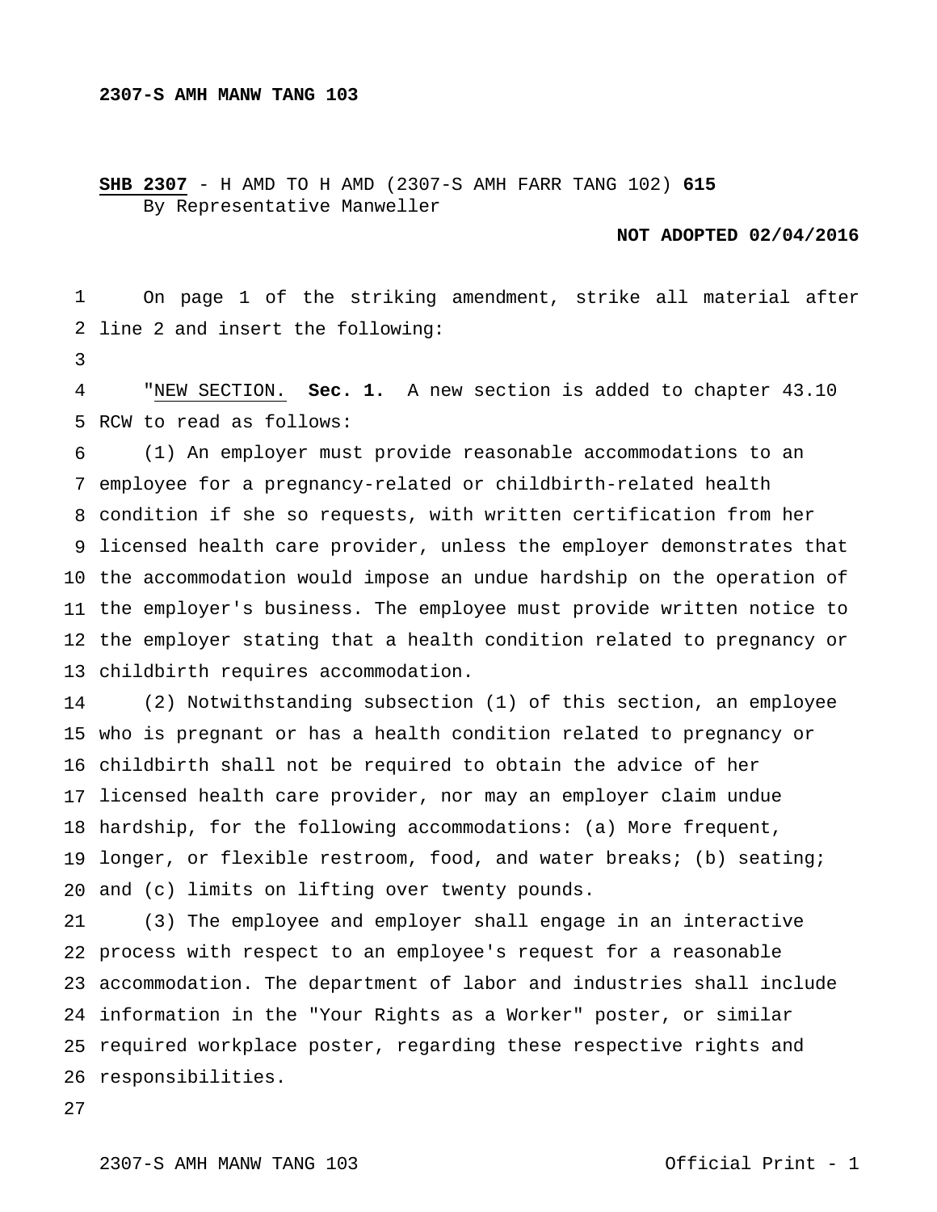**2307-S AMH MANW TANG 103**

**SHB 2307** - H AMD TO H AMD (2307-S AMH FARR TANG 102) **615**
By Representative Manweller

**NOT ADOPTED 02/04/2016**

On page 1 of the striking amendment, strike all material after line 2 and insert the following:

"NEW SECTION. **Sec. 1.** A new section is added to chapter 43.10 RCW to read as follows:

(1) An employer must provide reasonable accommodations to an employee for a pregnancy-related or childbirth-related health condition if she so requests, with written certification from her licensed health care provider, unless the employer demonstrates that the accommodation would impose an undue hardship on the operation of the employer's business. The employee must provide written notice to the employer stating that a health condition related to pregnancy or childbirth requires accommodation.

(2) Notwithstanding subsection (1) of this section, an employee who is pregnant or has a health condition related to pregnancy or childbirth shall not be required to obtain the advice of her licensed health care provider, nor may an employer claim undue hardship, for the following accommodations: (a) More frequent, longer, or flexible restroom, food, and water breaks; (b) seating; and (c) limits on lifting over twenty pounds.

(3) The employee and employer shall engage in an interactive process with respect to an employee's request for a reasonable accommodation. The department of labor and industries shall include information in the "Your Rights as a Worker" poster, or similar required workplace poster, regarding these respective rights and responsibilities.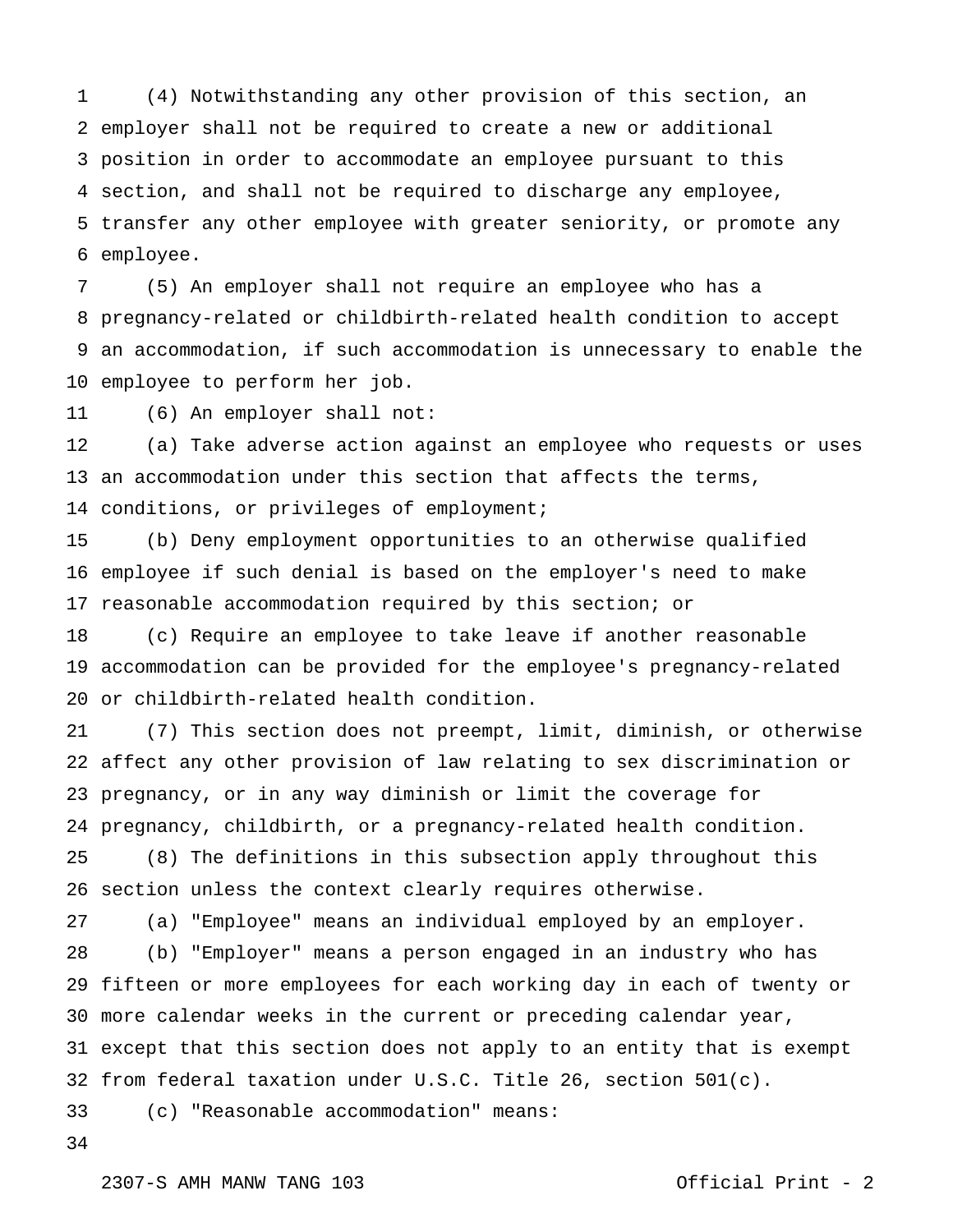(4) Notwithstanding any other provision of this section, an employer shall not be required to create a new or additional position in order to accommodate an employee pursuant to this section, and shall not be required to discharge any employee, transfer any other employee with greater seniority, or promote any employee.

(5) An employer shall not require an employee who has a pregnancy-related or childbirth-related health condition to accept an accommodation, if such accommodation is unnecessary to enable the employee to perform her job.

(6) An employer shall not:

(a) Take adverse action against an employee who requests or uses an accommodation under this section that affects the terms, conditions, or privileges of employment;

(b) Deny employment opportunities to an otherwise qualified employee if such denial is based on the employer's need to make reasonable accommodation required by this section; or

(c) Require an employee to take leave if another reasonable accommodation can be provided for the employee's pregnancy-related or childbirth-related health condition.

(7) This section does not preempt, limit, diminish, or otherwise affect any other provision of law relating to sex discrimination or pregnancy, or in any way diminish or limit the coverage for pregnancy, childbirth, or a pregnancy-related health condition.

(8) The definitions in this subsection apply throughout this section unless the context clearly requires otherwise.

(a) "Employee" means an individual employed by an employer.

(b) "Employer" means a person engaged in an industry who has fifteen or more employees for each working day in each of twenty or more calendar weeks in the current or preceding calendar year, except that this section does not apply to an entity that is exempt from federal taxation under U.S.C. Title 26, section 501(c).

(c) "Reasonable accommodation" means: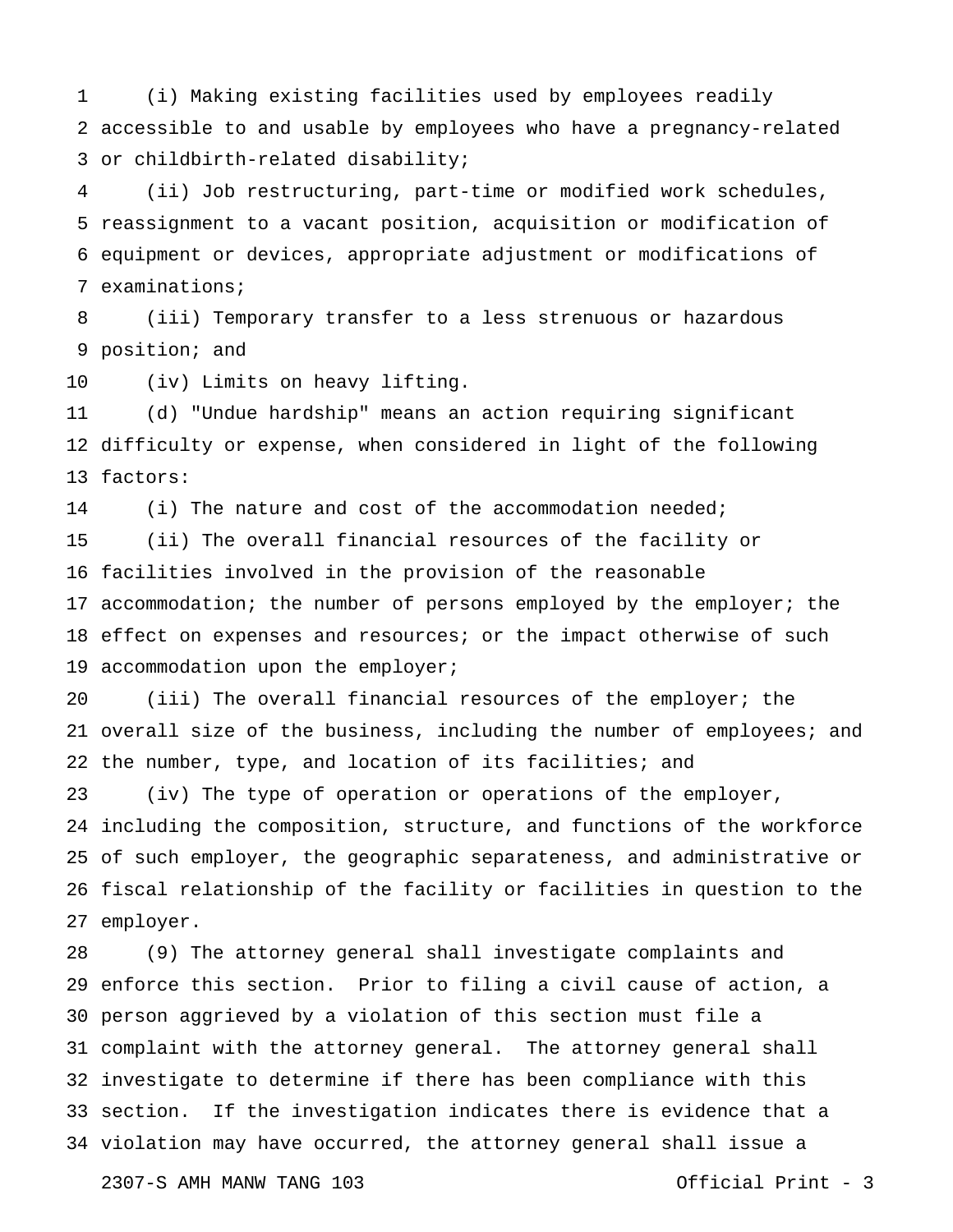(i) Making existing facilities used by employees readily accessible to and usable by employees who have a pregnancy-related or childbirth-related disability;

(ii) Job restructuring, part-time or modified work schedules, reassignment to a vacant position, acquisition or modification of equipment or devices, appropriate adjustment or modifications of examinations;

(iii) Temporary transfer to a less strenuous or hazardous position; and

(iv) Limits on heavy lifting.

(d) "Undue hardship" means an action requiring significant difficulty or expense, when considered in light of the following factors:

(i) The nature and cost of the accommodation needed;

(ii) The overall financial resources of the facility or facilities involved in the provision of the reasonable accommodation; the number of persons employed by the employer; the effect on expenses and resources; or the impact otherwise of such accommodation upon the employer;

(iii) The overall financial resources of the employer; the overall size of the business, including the number of employees; and the number, type, and location of its facilities; and

(iv) The type of operation or operations of the employer, including the composition, structure, and functions of the workforce of such employer, the geographic separateness, and administrative or fiscal relationship of the facility or facilities in question to the employer.

(9) The attorney general shall investigate complaints and enforce this section. Prior to filing a civil cause of action, a person aggrieved by a violation of this section must file a complaint with the attorney general. The attorney general shall investigate to determine if there has been compliance with this section. If the investigation indicates there is evidence that a violation may have occurred, the attorney general shall issue a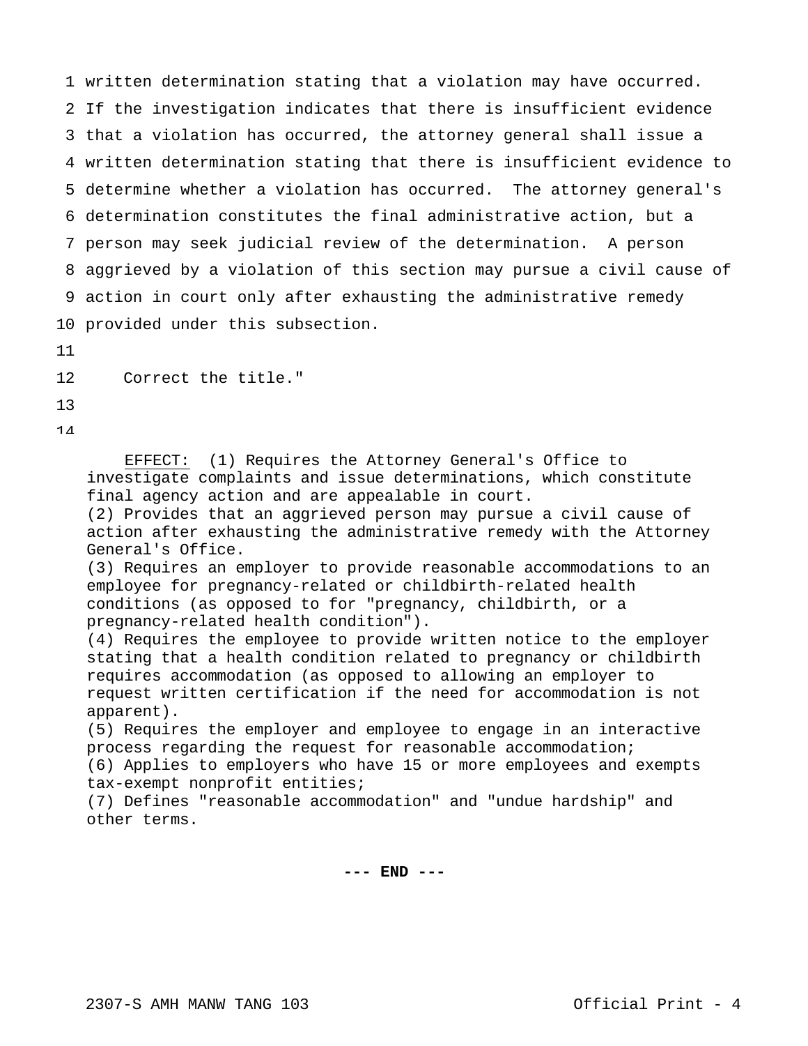written determination stating that a violation may have occurred. If the investigation indicates that there is insufficient evidence that a violation has occurred, the attorney general shall issue a written determination stating that there is insufficient evidence to determine whether a violation has occurred. The attorney general's determination constitutes the final administrative action, but a person may seek judicial review of the determination. A person aggrieved by a violation of this section may pursue a civil cause of action in court only after exhausting the administrative remedy provided under this subsection.

Correct the title."

EFFECT: (1) Requires the Attorney General's Office to investigate complaints and issue determinations, which constitute final agency action and are appealable in court.
(2) Provides that an aggrieved person may pursue a civil cause of action after exhausting the administrative remedy with the Attorney General's Office.
(3) Requires an employer to provide reasonable accommodations to an employee for pregnancy-related or childbirth-related health conditions (as opposed to for "pregnancy, childbirth, or a pregnancy-related health condition").
(4) Requires the employee to provide written notice to the employer stating that a health condition related to pregnancy or childbirth requires accommodation (as opposed to allowing an employer to request written certification if the need for accommodation is not apparent).
(5) Requires the employer and employee to engage in an interactive process regarding the request for reasonable accommodation;
(6) Applies to employers who have 15 or more employees and exempts tax-exempt nonprofit entities;
(7) Defines "reasonable accommodation" and "undue hardship" and other terms.

**--- END ---**